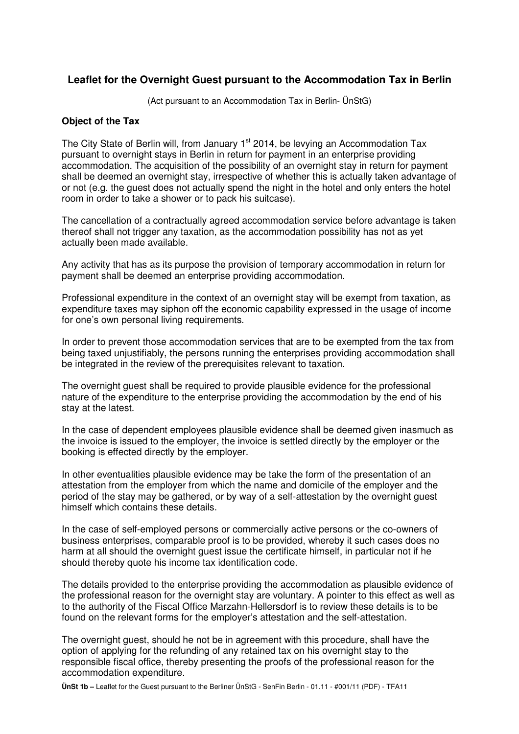# Leaflet for the Overnight Guest pursuant to the Accommodation Tax in Berlin

(Act pursuant to an Accommodation Tax in Berlin- ÜnStG)

**Object of the Tax**

The City State of Berlin will, from January 1st 2014, be levying an Accommodation Tax pursuant to overnight stays in Berlin in return for payment in an enterprise providing accommodation. The acquisition of the possibility of an overnight stay in return for payment shall be deemed an overnight stay, irrespective of whether this is actually taken advantage of or not (e.g. the guest does not actually spend the night in the hotel and only enters the hotel room in order to take a shower or to pack his suitcase).

The cancellation of a contractually agreed accommodation service before advantage is taken thereof shall not trigger any taxation, as the accommodation possibility has not as yet actually been made available.

Any activity that has as its purpose the provision of temporary accommodation in return for payment shall be deemed an enterprise providing accommodation.

Professional expenditure in the context of an overnight stay will be exempt from taxation, as expenditure taxes may siphon off the economic capability expressed in the usage of income for one's own personal living requirements.

In order to prevent those accommodation services that are to be exempted from the tax from being taxed unjustifiably, the persons running the enterprises providing accommodation shall be integrated in the review of the prerequisites relevant to taxation.

The overnight guest shall be required to provide plausible evidence for the professional nature of the expenditure to the enterprise providing the accommodation by the end of his stay at the latest.

In the case of dependent employees plausible evidence shall be deemed given inasmuch as the invoice is issued to the employer, the invoice is settled directly by the employer or the booking is effected directly by the employer.

In other eventualities plausible evidence may be take the form of the presentation of an attestation from the employer from which the name and domicile of the employer and the period of the stay may be gathered, or by way of a self-attestation by the overnight guest himself which contains these details.

In the case of self-employed persons or commercially active persons or the co-owners of business enterprises, comparable proof is to be provided, whereby it such cases does no harm at all should the overnight guest issue the certificate himself, in particular not if he should thereby quote his income tax identification code.

The details provided to the enterprise providing the accommodation as plausible evidence of the professional reason for the overnight stay are voluntary. A pointer to this effect as well as to the authority of the Fiscal Office Marzahn-Hellersdorf is to review these details is to be found on the relevant forms for the employer's attestation and the self-attestation.

The overnight guest, should he not be in agreement with this procedure, shall have the option of applying for the refunding of any retained tax on his overnight stay to the responsible fiscal office, thereby presenting the proofs of the professional reason for the accommodation expenditure.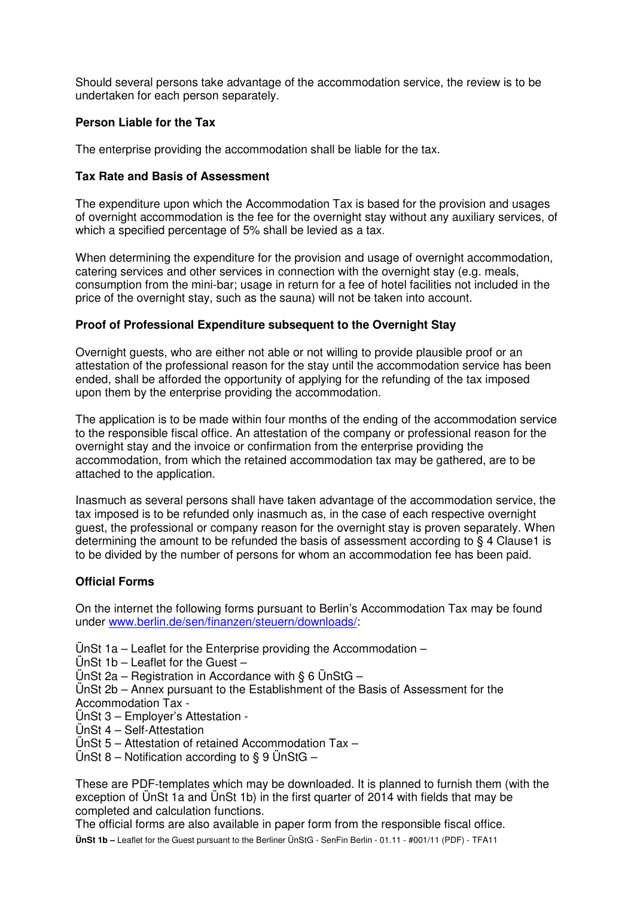Should several persons take advantage of the accommodation service, the review is to be undertaken for each person separately.

**Person Liable for the Tax**

The enterprise providing the accommodation shall be liable for the tax.

**Tax Rate and Basis of Assessment**

The expenditure upon which the Accommodation Tax is based for the provision and usages of overnight accommodation is the fee for the overnight stay without any auxiliary services, of which a specified percentage of 5% shall be levied as a tax.

When determining the expenditure for the provision and usage of overnight accommodation, catering services and other services in connection with the overnight stay (e.g. meals, consumption from the mini-bar; usage in return for a fee of hotel facilities not included in the price of the overnight stay, such as the sauna) will not be taken into account.

**Proof of Professional Expenditure subsequent to the Overnight Stay**

Overnight guests, who are either not able or not willing to provide plausible proof or an attestation of the professional reason for the stay until the accommodation service has been ended, shall be afforded the opportunity of applying for the refunding of the tax imposed upon them by the enterprise providing the accommodation.

The application is to be made within four months of the ending of the accommodation service to the responsible fiscal office. An attestation of the company or professional reason for the overnight stay and the invoice or confirmation from the enterprise providing the accommodation, from which the retained accommodation tax may be gathered, are to be attached to the application.

Inasmuch as several persons shall have taken advantage of the accommodation service, the tax imposed is to be refunded only inasmuch as, in the case of each respective overnight guest, the professional or company reason for the overnight stay is proven separately. When determining the amount to be refunded the basis of assessment according to § 4 Clause1 is to be divided by the number of persons for whom an accommodation fee has been paid.

**Official Forms**

On the internet the following forms pursuant to Berlin's Accommodation Tax may be found under [www.berlin.de/sen/finanzen/steuern/downloads/](www.berlin.de/sen/finanzen/steuern/downloads/):

ÜnSt 1a – Leaflet for the Enterprise providing the Accommodation –
ÜnSt 1b – Leaflet for the Guest –
ÜnSt 2a – Registration in Accordance with § 6 ÜnStG –
ÜnSt 2b – Annex pursuant to the Establishment of the Basis of Assessment for the Accommodation Tax -
ÜnSt 3 – Employer's Attestation -
ÜnSt 4 – Self-Attestation
ÜnSt 5 – Attestation of retained Accommodation Tax –
ÜnSt 8 – Notification according to § 9 ÜnStG –

These are PDF-templates which may be downloaded. It is planned to furnish them (with the exception of ÜnSt 1a and ÜnSt 1b) in the first quarter of 2014 with fields that may be completed and calculation functions.
The official forms are also available in paper form from the responsible fiscal office.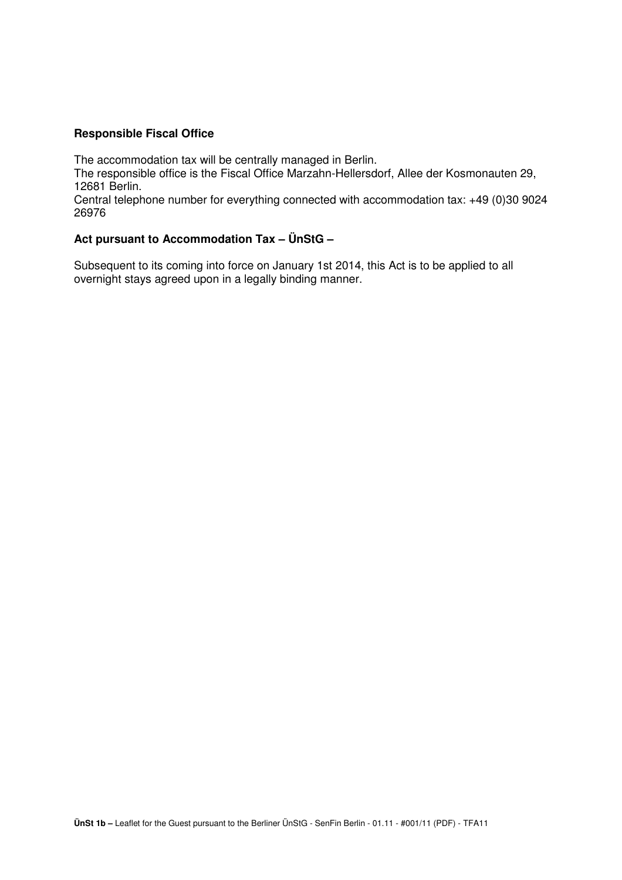**Responsible Fiscal Office**

The accommodation tax will be centrally managed in Berlin.
The responsible office is the Fiscal Office Marzahn-Hellersdorf, Allee der Kosmonauten 29, 12681 Berlin.
Central telephone number for everything connected with accommodation tax: +49 (0)30 9024 26976

**Act pursuant to Accommodation Tax – ÜnStG –**

Subsequent to its coming into force on January 1st 2014, this Act is to be applied to all overnight stays agreed upon in a legally binding manner.